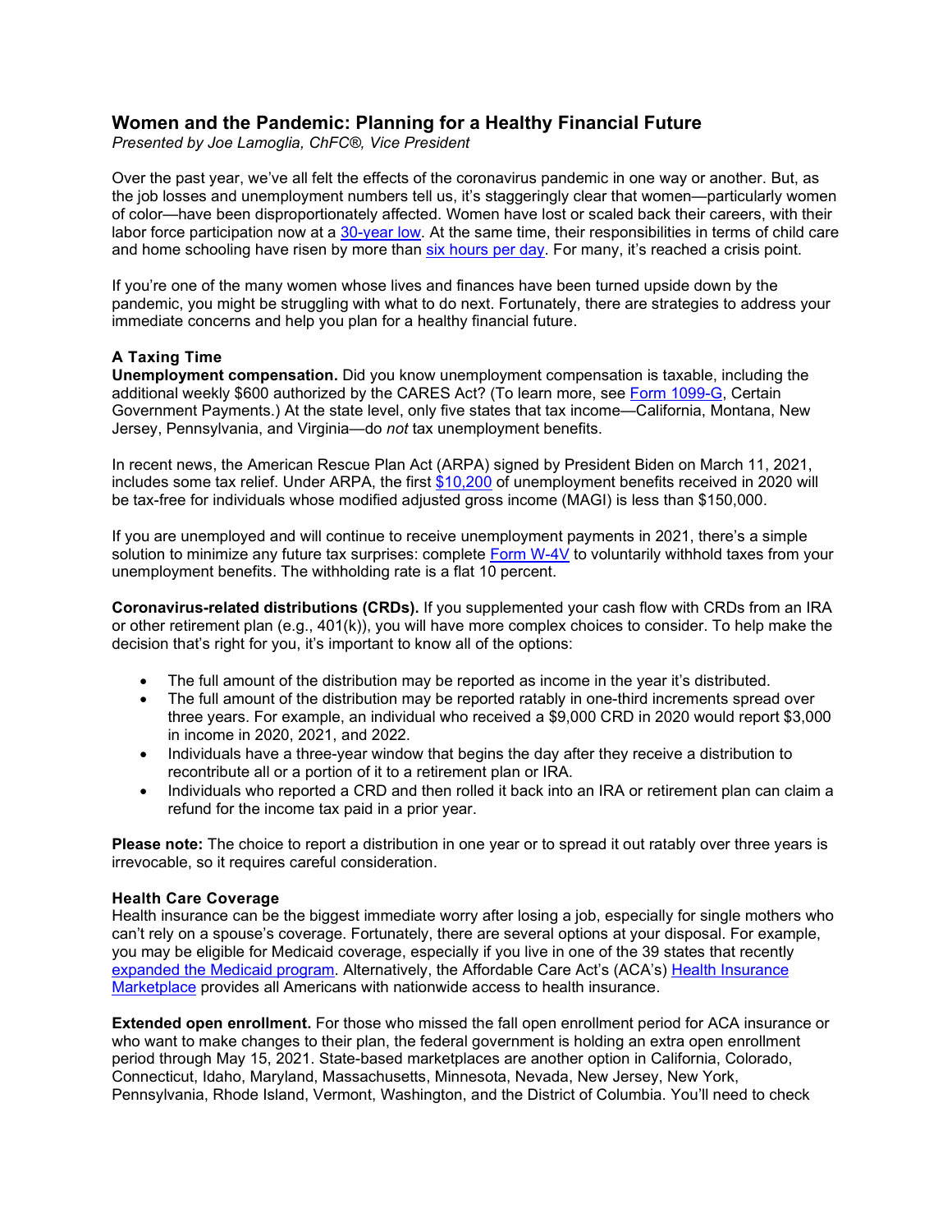# Women and the Pandemic: Planning for a Healthy Financial Future

*Presented by Joe Lamoglia, ChFC®, Vice President*

Over the past year, we've all felt the effects of the coronavirus pandemic in one way or another. But, as the job losses and unemployment numbers tell us, it's staggeringly clear that women—particularly women of color—have been disproportionately affected. Women have lost or scaled back their careers, with their labor force participation now at a 30-year low. At the same time, their responsibilities in terms of child care and home schooling have risen by more than six hours per day. For many, it's reached a crisis point.

If you're one of the many women whose lives and finances have been turned upside down by the pandemic, you might be struggling with what to do next. Fortunately, there are strategies to address your immediate concerns and help you plan for a healthy financial future.

## A Taxing Time

**Unemployment compensation.** Did you know unemployment compensation is taxable, including the additional weekly $600 authorized by the CARES Act? (To learn more, see Form 1099-G, Certain Government Payments.) At the state level, only five states that tax income—California, Montana, New Jersey, Pennsylvania, and Virginia—do *not* tax unemployment benefits.

In recent news, the American Rescue Plan Act (ARPA) signed by President Biden on March 11, 2021, includes some tax relief. Under ARPA, the first $10,200 of unemployment benefits received in 2020 will be tax-free for individuals whose modified adjusted gross income (MAGI) is less than $150,000.

If you are unemployed and will continue to receive unemployment payments in 2021, there's a simple solution to minimize any future tax surprises: complete Form W-4V to voluntarily withhold taxes from your unemployment benefits. The withholding rate is a flat 10 percent.

**Coronavirus-related distributions (CRDs).** If you supplemented your cash flow with CRDs from an IRA or other retirement plan (e.g., 401(k)), you will have more complex choices to consider. To help make the decision that's right for you, it's important to know all of the options:

- The full amount of the distribution may be reported as income in the year it's distributed.
- The full amount of the distribution may be reported ratably in one-third increments spread over three years. For example, an individual who received a $9,000 CRD in 2020 would report $3,000 in income in 2020, 2021, and 2022.
- Individuals have a three-year window that begins the day after they receive a distribution to recontribute all or a portion of it to a retirement plan or IRA.
- Individuals who reported a CRD and then rolled it back into an IRA or retirement plan can claim a refund for the income tax paid in a prior year.

**Please note:** The choice to report a distribution in one year or to spread it out ratably over three years is irrevocable, so it requires careful consideration.

## Health Care Coverage

Health insurance can be the biggest immediate worry after losing a job, especially for single mothers who can't rely on a spouse's coverage. Fortunately, there are several options at your disposal. For example, you may be eligible for Medicaid coverage, especially if you live in one of the 39 states that recently expanded the Medicaid program. Alternatively, the Affordable Care Act's (ACA's) Health Insurance Marketplace provides all Americans with nationwide access to health insurance.

**Extended open enrollment.** For those who missed the fall open enrollment period for ACA insurance or who want to make changes to their plan, the federal government is holding an extra open enrollment period through May 15, 2021. State-based marketplaces are another option in California, Colorado, Connecticut, Idaho, Maryland, Massachusetts, Minnesota, Nevada, New Jersey, New York, Pennsylvania, Rhode Island, Vermont, Washington, and the District of Columbia. You'll need to check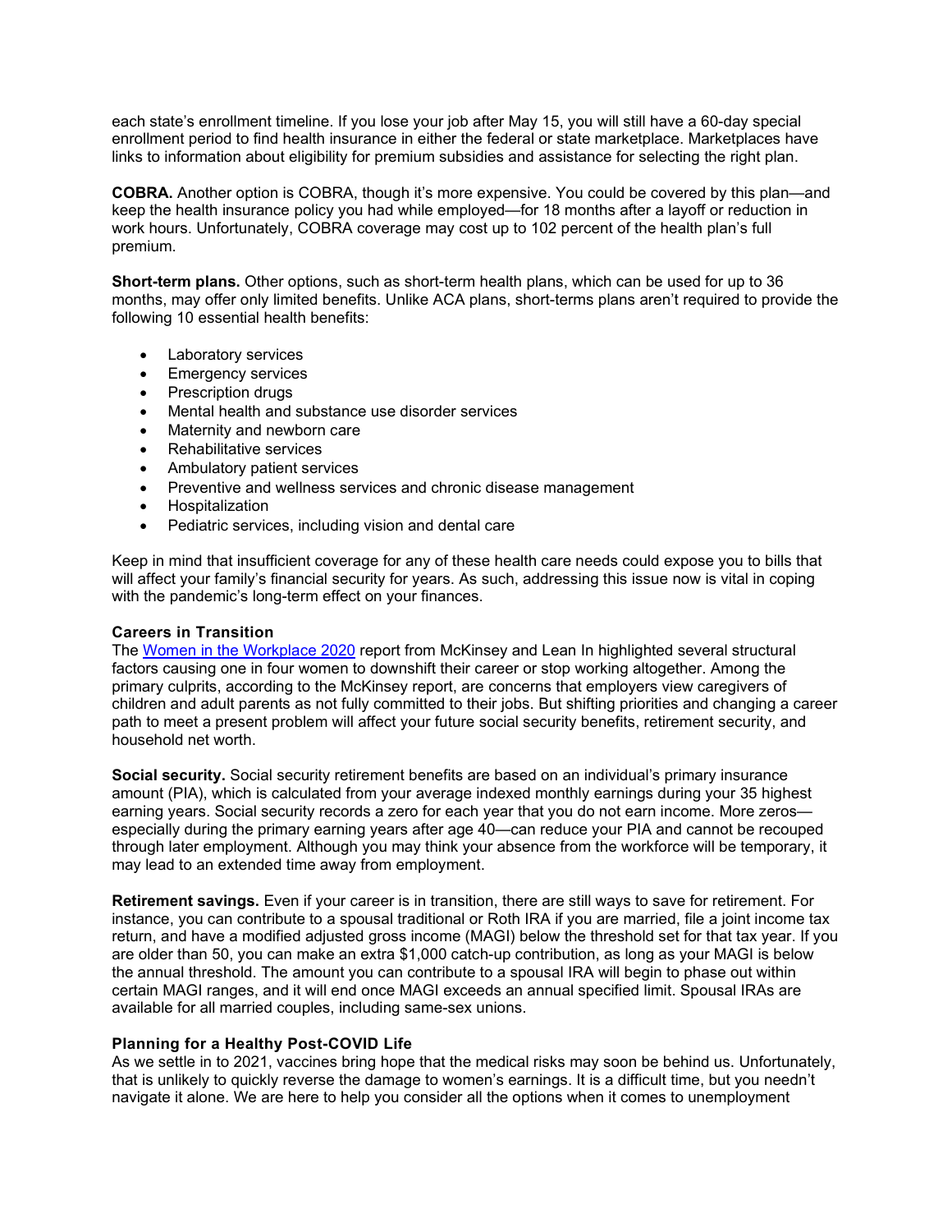each state's enrollment timeline. If you lose your job after May 15, you will still have a 60-day special enrollment period to find health insurance in either the federal or state marketplace. Marketplaces have links to information about eligibility for premium subsidies and assistance for selecting the right plan.

**COBRA.** Another option is COBRA, though it's more expensive. You could be covered by this plan—and keep the health insurance policy you had while employed—for 18 months after a layoff or reduction in work hours. Unfortunately, COBRA coverage may cost up to 102 percent of the health plan's full premium.

**Short-term plans.** Other options, such as short-term health plans, which can be used for up to 36 months, may offer only limited benefits. Unlike ACA plans, short-terms plans aren't required to provide the following 10 essential health benefits:

- Laboratory services
- Emergency services
- Prescription drugs
- Mental health and substance use disorder services
- Maternity and newborn care
- Rehabilitative services
- Ambulatory patient services
- Preventive and wellness services and chronic disease management
- Hospitalization
- Pediatric services, including vision and dental care

Keep in mind that insufficient coverage for any of these health care needs could expose you to bills that will affect your family's financial security for years. As such, addressing this issue now is vital in coping with the pandemic's long-term effect on your finances.

### Careers in Transition

The Women in the Workplace 2020 report from McKinsey and Lean In highlighted several structural factors causing one in four women to downshift their career or stop working altogether. Among the primary culprits, according to the McKinsey report, are concerns that employers view caregivers of children and adult parents as not fully committed to their jobs. But shifting priorities and changing a career path to meet a present problem will affect your future social security benefits, retirement security, and household net worth.

**Social security.** Social security retirement benefits are based on an individual's primary insurance amount (PIA), which is calculated from your average indexed monthly earnings during your 35 highest earning years. Social security records a zero for each year that you do not earn income. More zeros—especially during the primary earning years after age 40—can reduce your PIA and cannot be recouped through later employment. Although you may think your absence from the workforce will be temporary, it may lead to an extended time away from employment.

**Retirement savings.** Even if your career is in transition, there are still ways to save for retirement. For instance, you can contribute to a spousal traditional or Roth IRA if you are married, file a joint income tax return, and have a modified adjusted gross income (MAGI) below the threshold set for that tax year. If you are older than 50, you can make an extra $1,000 catch-up contribution, as long as your MAGI is below the annual threshold. The amount you can contribute to a spousal IRA will begin to phase out within certain MAGI ranges, and it will end once MAGI exceeds an annual specified limit. Spousal IRAs are available for all married couples, including same-sex unions.

### Planning for a Healthy Post-COVID Life

As we settle in to 2021, vaccines bring hope that the medical risks may soon be behind us. Unfortunately, that is unlikely to quickly reverse the damage to women's earnings. It is a difficult time, but you needn't navigate it alone. We are here to help you consider all the options when it comes to unemployment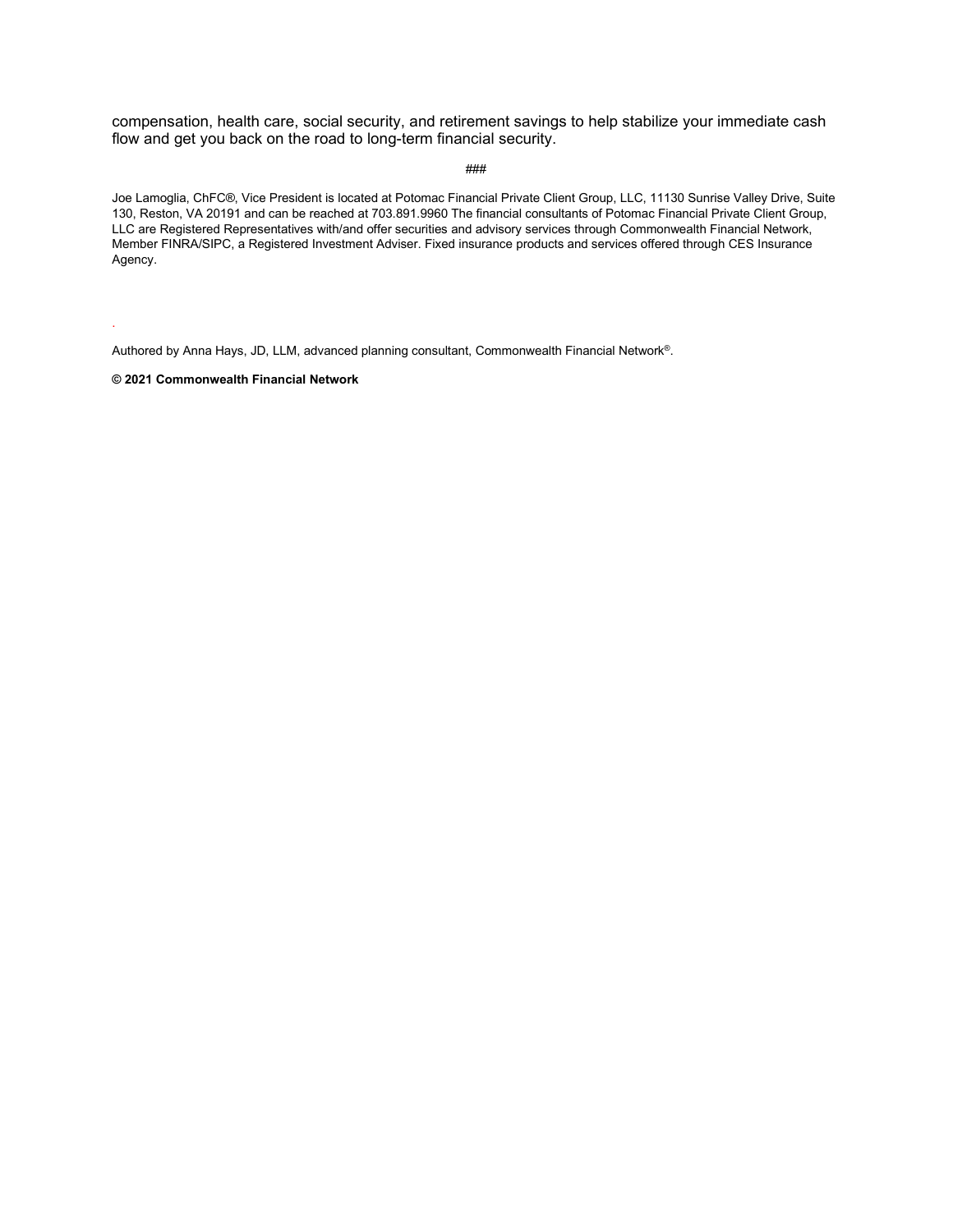compensation, health care, social security, and retirement savings to help stabilize your immediate cash flow and get you back on the road to long-term financial security.

###

Joe Lamoglia, ChFC®, Vice President is located at Potomac Financial Private Client Group, LLC, 11130 Sunrise Valley Drive, Suite 130, Reston, VA 20191 and can be reached at 703.891.9960 The financial consultants of Potomac Financial Private Client Group, LLC are Registered Representatives with/and offer securities and advisory services through Commonwealth Financial Network, Member FINRA/SIPC, a Registered Investment Adviser. Fixed insurance products and services offered through CES Insurance Agency.

Authored by Anna Hays, JD, LLM, advanced planning consultant, Commonwealth Financial Network®.

**© 2021 Commonwealth Financial Network**